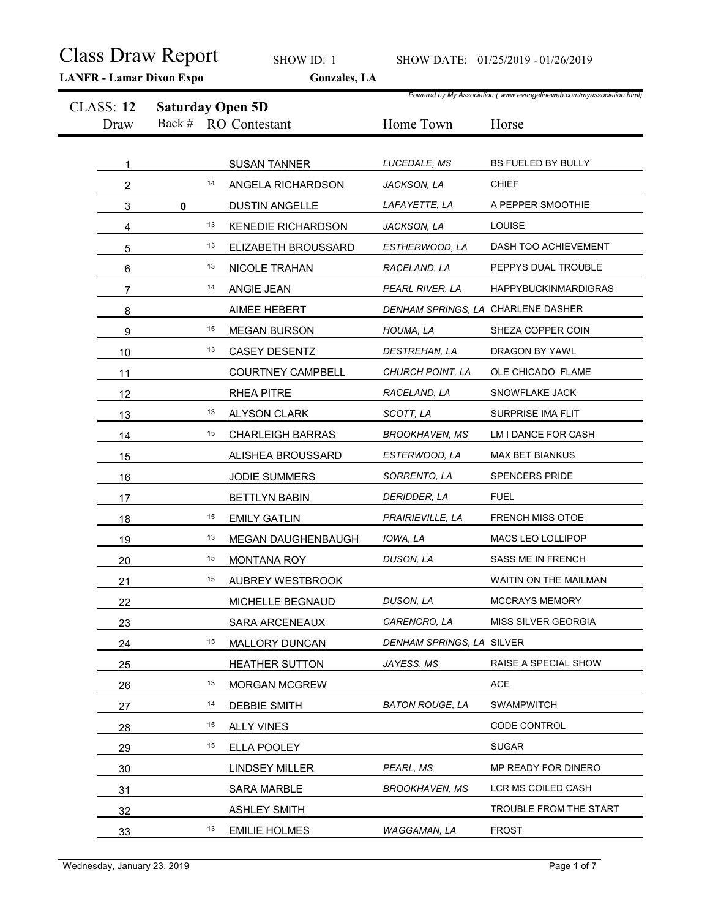# Class Draw Report

SHOW ID: 1 SHOW DATE: 01/25/2019 - 01/26/2019

**LANFR - Lamar Dixon Expo** **Gonzales, LA**

*Powered by My Association ( www.evangelineweb.com/myassociation.html)*

## CLASS: 12 Saturday Open 5D

| Draw | Back # | RO | Contestant | Home Town | Horse |
|---|---|---|---|---|---|
| 1 | | | SUSAN TANNER | LUCEDALE, MS | BS FUELED BY BULLY |
| 2 | | 14 | ANGELA RICHARDSON | JACKSON, LA | CHIEF |
| 3 | 0 | | DUSTIN ANGELLE | LAFAYETTE, LA | A PEPPER SMOOTHIE |
| 4 | | 13 | KENEDIE RICHARDSON | JACKSON, LA | LOUISE |
| 5 | | 13 | ELIZABETH BROUSSARD | ESTHERWOOD, LA | DASH TOO ACHIEVEMENT |
| 6 | | 13 | NICOLE TRAHAN | RACELAND, LA | PEPPYS DUAL TROUBLE |
| 7 | | 14 | ANGIE JEAN | PEARL RIVER, LA | HAPPYBUCKINMARDIGRAS |
| 8 | | | AIMEE HEBERT | DENHAM SPRINGS, LA | CHARLENE DASHER |
| 9 | | 15 | MEGAN BURSON | HOUMA, LA | SHEZA COPPER COIN |
| 10 | | 13 | CASEY DESENTZ | DESTREHAN, LA | DRAGON BY YAWL |
| 11 | | | COURTNEY CAMPBELL | CHURCH POINT, LA | OLE CHICADO FLAME |
| 12 | | | RHEA PITRE | RACELAND, LA | SNOWFLAKE JACK |
| 13 | | 13 | ALYSON CLARK | SCOTT, LA | SURPRISE IMA FLIT |
| 14 | | 15 | CHARLEIGH BARRAS | BROOKHAVEN, MS | LM I DANCE FOR CASH |
| 15 | | | ALISHEA BROUSSARD | ESTERWOOD, LA | MAX BET BIANKUS |
| 16 | | | JODIE SUMMERS | SORRENTO, LA | SPENCERS PRIDE |
| 17 | | | BETTLYN BABIN | DERIDDER, LA | FUEL |
| 18 | | 15 | EMILY GATLIN | PRAIRIEVILLE, LA | FRENCH MISS OTOE |
| 19 | | 13 | MEGAN DAUGHENBAUGH | IOWA, LA | MACS LEO LOLLIPOP |
| 20 | | 15 | MONTANA ROY | DUSON, LA | SASS ME IN FRENCH |
| 21 | | 15 | AUBREY WESTBROOK | | WAITIN ON THE MAILMAN |
| 22 | | | MICHELLE BEGNAUD | DUSON, LA | MCCRAYS MEMORY |
| 23 | | | SARA ARCENEAUX | CARENCRO, LA | MISS SILVER GEORGIA |
| 24 | | 15 | MALLORY DUNCAN | DENHAM SPRINGS, LA | SILVER |
| 25 | | | HEATHER SUTTON | JAYESS, MS | RAISE A SPECIAL SHOW |
| 26 | | 13 | MORGAN MCGREW | | ACE |
| 27 | | 14 | DEBBIE SMITH | BATON ROUGE, LA | SWAMPWITCH |
| 28 | | 15 | ALLY VINES | | CODE CONTROL |
| 29 | | 15 | ELLA POOLEY | | SUGAR |
| 30 | | | LINDSEY MILLER | PEARL, MS | MP READY FOR DINERO |
| 31 | | | SARA MARBLE | BROOKHAVEN, MS | LCR MS COILED CASH |
| 32 | | | ASHLEY SMITH | | TROUBLE FROM THE START |
| 33 | | 13 | EMILIE HOLMES | WAGGAMAN, LA | FROST |

Wednesday, January 23, 2019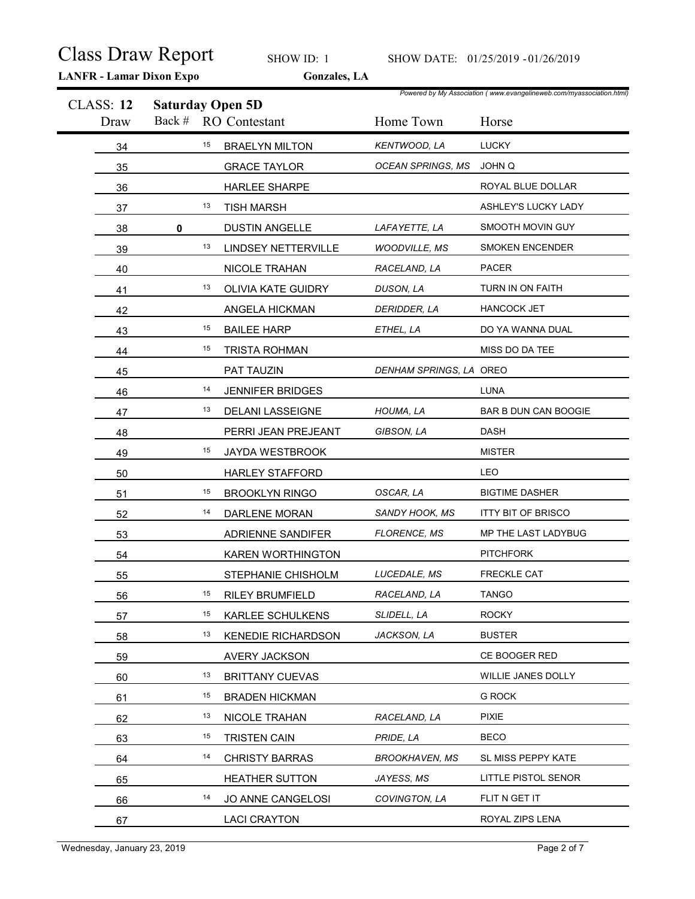# Class Draw Report

SHOW ID: 1 SHOW DATE: 01/25/2019 - 01/26/2019

**LANFR - Lamar Dixon Expo** **Gonzales, LA**

*Powered by My Association ( www.evangelineweb.com/myassociation.html)*

## CLASS: 12 Saturday Open 5D

| Draw | Back # | RO | Contestant | Home Town | Horse |
|---|---|---|---|---|---|
| 34 | | 15 | BRAELYN MILTON | KENTWOOD, LA | LUCKY |
| 35 | | | GRACE TAYLOR | OCEAN SPRINGS, MS | JOHN Q |
| 36 | | | HARLEE SHARPE | | ROYAL BLUE DOLLAR |
| 37 | | 13 | TISH MARSH | | ASHLEY'S LUCKY LADY |
| 38 | 0 | | DUSTIN ANGELLE | LAFAYETTE, LA | SMOOTH MOVIN GUY |
| 39 | | 13 | LINDSEY NETTERVILLE | WOODVILLE, MS | SMOKEN ENCENDER |
| 40 | | | NICOLE TRAHAN | RACELAND, LA | PACER |
| 41 | | 13 | OLIVIA KATE GUIDRY | DUSON, LA | TURN IN ON FAITH |
| 42 | | | ANGELA HICKMAN | DERIDDER, LA | HANCOCK JET |
| 43 | | 15 | BAILEE HARP | ETHEL, LA | DO YA WANNA DUAL |
| 44 | | 15 | TRISTA ROHMAN | | MISS DO DA TEE |
| 45 | | | PAT TAUZIN | DENHAM SPRINGS, LA | OREO |
| 46 | | 14 | JENNIFER BRIDGES | | LUNA |
| 47 | | 13 | DELANI LASSEIGNE | HOUMA, LA | BAR B DUN CAN BOOGIE |
| 48 | | | PERRI JEAN PREJEANT | GIBSON, LA | DASH |
| 49 | | 15 | JAYDA WESTBROOK | | MISTER |
| 50 | | | HARLEY STAFFORD | | LEO |
| 51 | | 15 | BROOKLYN RINGO | OSCAR, LA | BIGTIME DASHER |
| 52 | | 14 | DARLENE MORAN | SANDY HOOK, MS | ITTY BIT OF BRISCO |
| 53 | | | ADRIENNE SANDIFER | FLORENCE, MS | MP THE LAST LADYBUG |
| 54 | | | KAREN WORTHINGTON | | PITCHFORK |
| 55 | | | STEPHANIE CHISHOLM | LUCEDALE, MS | FRECKLE CAT |
| 56 | | 15 | RILEY BRUMFIELD | RACELAND, LA | TANGO |
| 57 | | 15 | KARLEE SCHULKENS | SLIDELL, LA | ROCKY |
| 58 | | 13 | KENEDIE RICHARDSON | JACKSON, LA | BUSTER |
| 59 | | | AVERY JACKSON | | CE BOOGER RED |
| 60 | | 13 | BRITTANY CUEVAS | | WILLIE JANES DOLLY |
| 61 | | 15 | BRADEN HICKMAN | | G ROCK |
| 62 | | 13 | NICOLE TRAHAN | RACELAND, LA | PIXIE |
| 63 | | 15 | TRISTEN CAIN | PRIDE, LA | BECO |
| 64 | | 14 | CHRISTY BARRAS | BROOKHAVEN, MS | SL MISS PEPPY KATE |
| 65 | | | HEATHER SUTTON | JAYESS, MS | LITTLE PISTOL SENOR |
| 66 | | 14 | JO ANNE CANGELOSI | COVINGTON, LA | FLIT N GET IT |
| 67 | | | LACI CRAYTON | | ROYAL ZIPS LENA |

Wednesday, January 23, 2019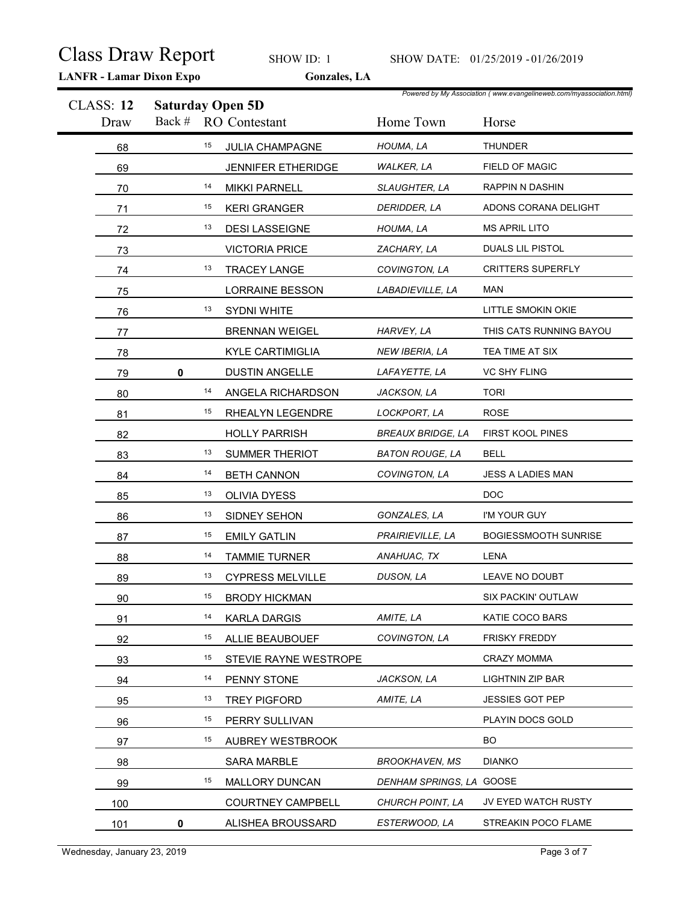# Class Draw Report

SHOW ID: 1 SHOW DATE: 01/25/2019 - 01/26/2019

**LANFR - Lamar Dixon Expo** **Gonzales, LA**

*Powered by My Association ( www.evangelineweb.com/myassociation.html)*

## CLASS: 12 Saturday Open 5D

| Draw | Back # | RO | Contestant | Home Town | Horse |
|---|---|---|---|---|---|
| 68 | | 15 | JULIA CHAMPAGNE | HOUMA, LA | THUNDER |
| 69 | | | JENNIFER ETHERIDGE | WALKER, LA | FIELD OF MAGIC |
| 70 | | 14 | MIKKI PARNELL | SLAUGHTER, LA | RAPPIN N DASHIN |
| 71 | | 15 | KERI GRANGER | DERIDDER, LA | ADONS CORANA DELIGHT |
| 72 | | 13 | DESI LASSEIGNE | HOUMA, LA | MS APRIL LITO |
| 73 | | | VICTORIA PRICE | ZACHARY, LA | DUALS LIL PISTOL |
| 74 | | 13 | TRACEY LANGE | COVINGTON, LA | CRITTERS SUPERFLY |
| 75 | | | LORRAINE BESSON | LABADIEVILLE, LA | MAN |
| 76 | | 13 | SYDNI WHITE | | LITTLE SMOKIN OKIE |
| 77 | | | BRENNAN WEIGEL | HARVEY, LA | THIS CATS RUNNING BAYOU |
| 78 | | | KYLE CARTIMIGLIA | NEW IBERIA, LA | TEA TIME AT SIX |
| 79 | 0 | | DUSTIN ANGELLE | LAFAYETTE, LA | VC SHY FLING |
| 80 | | 14 | ANGELA RICHARDSON | JACKSON, LA | TORI |
| 81 | | 15 | RHEALYN LEGENDRE | LOCKPORT, LA | ROSE |
| 82 | | | HOLLY PARRISH | BREAUX BRIDGE, LA | FIRST KOOL PINES |
| 83 | | 13 | SUMMER THERIOT | BATON ROUGE, LA | BELL |
| 84 | | 14 | BETH CANNON | COVINGTON, LA | JESS A LADIES MAN |
| 85 | | 13 | OLIVIA DYESS | | DOC |
| 86 | | 13 | SIDNEY SEHON | GONZALES, LA | I'M YOUR GUY |
| 87 | | 15 | EMILY GATLIN | PRAIRIEVILLE, LA | BOGIESSMOOTH SUNRISE |
| 88 | | 14 | TAMMIE TURNER | ANAHUAC, TX | LENA |
| 89 | | 13 | CYPRESS MELVILLE | DUSON, LA | LEAVE NO DOUBT |
| 90 | | 15 | BRODY HICKMAN | | SIX PACKIN' OUTLAW |
| 91 | | 14 | KARLA DARGIS | AMITE, LA | KATIE COCO BARS |
| 92 | | 15 | ALLIE BEAUBOUEF | COVINGTON, LA | FRISKY FREDDY |
| 93 | | 15 | STEVIE RAYNE WESTROPE | | CRAZY MOMMA |
| 94 | | 14 | PENNY STONE | JACKSON, LA | LIGHTNIN ZIP BAR |
| 95 | | 13 | TREY PIGFORD | AMITE, LA | JESSIES GOT PEP |
| 96 | | 15 | PERRY SULLIVAN | | PLAYIN DOCS GOLD |
| 97 | | 15 | AUBREY WESTBROOK | | BO |
| 98 | | | SARA MARBLE | BROOKHAVEN, MS | DIANKO |
| 99 | | 15 | MALLORY DUNCAN | DENHAM SPRINGS, LA | GOOSE |
| 100 | | | COURTNEY CAMPBELL | CHURCH POINT, LA | JV EYED WATCH RUSTY |
| 101 | 0 | | ALISHEA BROUSSARD | ESTERWOOD, LA | STREAKIN POCO FLAME |

Wednesday, January 23, 2019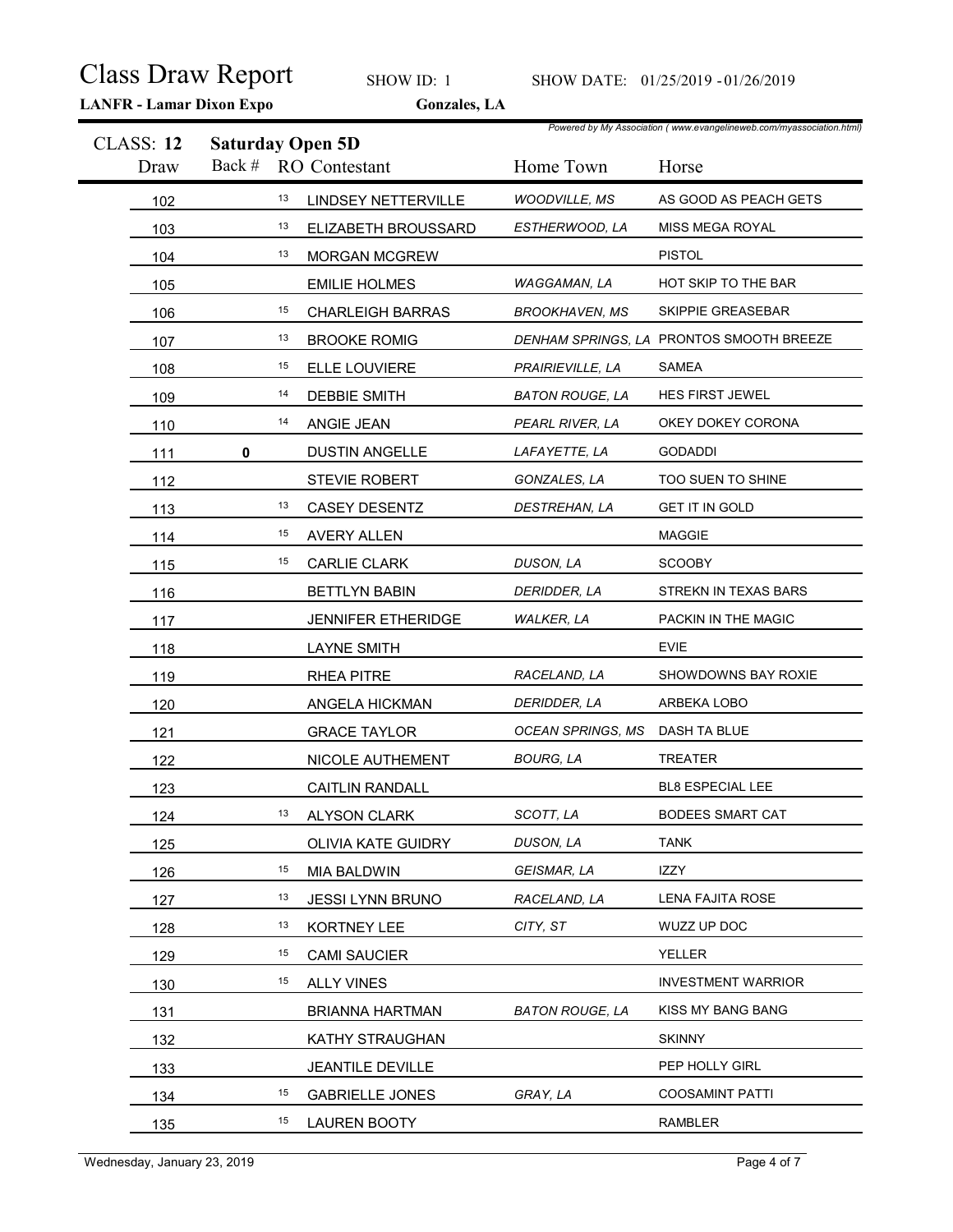# Class Draw Report

SHOW ID: 1 SHOW DATE: 01/25/2019 - 01/26/2019

**LANFR - Lamar Dixon Expo** **Gonzales, LA**

*Powered by My Association ( www.evangelineweb.com/myassociation.html)*

## CLASS: 12 Saturday Open 5D

| Draw | Back # | RO | Contestant | Home Town | Horse |
|---|---|---|---|---|---|
| 102 | | 13 | LINDSEY NETTERVILLE | WOODVILLE, MS | AS GOOD AS PEACH GETS |
| 103 | | 13 | ELIZABETH BROUSSARD | ESTHERWOOD, LA | MISS MEGA ROYAL |
| 104 | | 13 | MORGAN MCGREW | | PISTOL |
| 105 | | | EMILIE HOLMES | WAGGAMAN, LA | HOT SKIP TO THE BAR |
| 106 | | 15 | CHARLEIGH BARRAS | BROOKHAVEN, MS | SKIPPIE GREASEBAR |
| 107 | | 13 | BROOKE ROMIG | DENHAM SPRINGS, LA | PRONTOS SMOOTH BREEZE |
| 108 | | 15 | ELLE LOUVIERE | PRAIRIEVILLE, LA | SAMEA |
| 109 | | 14 | DEBBIE SMITH | BATON ROUGE, LA | HES FIRST JEWEL |
| 110 | | 14 | ANGIE JEAN | PEARL RIVER, LA | OKEY DOKEY CORONA |
| 111 | **0** | | DUSTIN ANGELLE | LAFAYETTE, LA | GODADDI |
| 112 | | | STEVIE ROBERT | GONZALES, LA | TOO SUEN TO SHINE |
| 113 | | 13 | CASEY DESENTZ | DESTREHAN, LA | GET IT IN GOLD |
| 114 | | 15 | AVERY ALLEN | | MAGGIE |
| 115 | | 15 | CARLIE CLARK | DUSON, LA | SCOOBY |
| 116 | | | BETTLYN BABIN | DERIDDER, LA | STREKN IN TEXAS BARS |
| 117 | | | JENNIFER ETHERIDGE | WALKER, LA | PACKIN IN THE MAGIC |
| 118 | | | LAYNE SMITH | | EVIE |
| 119 | | | RHEA PITRE | RACELAND, LA | SHOWDOWNS BAY ROXIE |
| 120 | | | ANGELA HICKMAN | DERIDDER, LA | ARBEKA LOBO |
| 121 | | | GRACE TAYLOR | OCEAN SPRINGS, MS | DASH TA BLUE |
| 122 | | | NICOLE AUTHEMENT | BOURG, LA | TREATER |
| 123 | | | CAITLIN RANDALL | | BL8 ESPECIAL LEE |
| 124 | | 13 | ALYSON CLARK | SCOTT, LA | BODEES SMART CAT |
| 125 | | | OLIVIA KATE GUIDRY | DUSON, LA | TANK |
| 126 | | 15 | MIA BALDWIN | GEISMAR, LA | IZZY |
| 127 | | 13 | JESSI LYNN BRUNO | RACELAND, LA | LENA FAJITA ROSE |
| 128 | | 13 | KORTNEY LEE | CITY, ST | WUZZ UP DOC |
| 129 | | 15 | CAMI SAUCIER | | YELLER |
| 130 | | 15 | ALLY VINES | | INVESTMENT WARRIOR |
| 131 | | | BRIANNA HARTMAN | BATON ROUGE, LA | KISS MY BANG BANG |
| 132 | | | KATHY STRAUGHAN | | SKINNY |
| 133 | | | JEANTILE DEVILLE | | PEP HOLLY GIRL |
| 134 | | 15 | GABRIELLE JONES | GRAY, LA | COOSAMINT PATTI |
| 135 | | 15 | LAUREN BOOTY | | RAMBLER |

Wednesday, January 23, 2019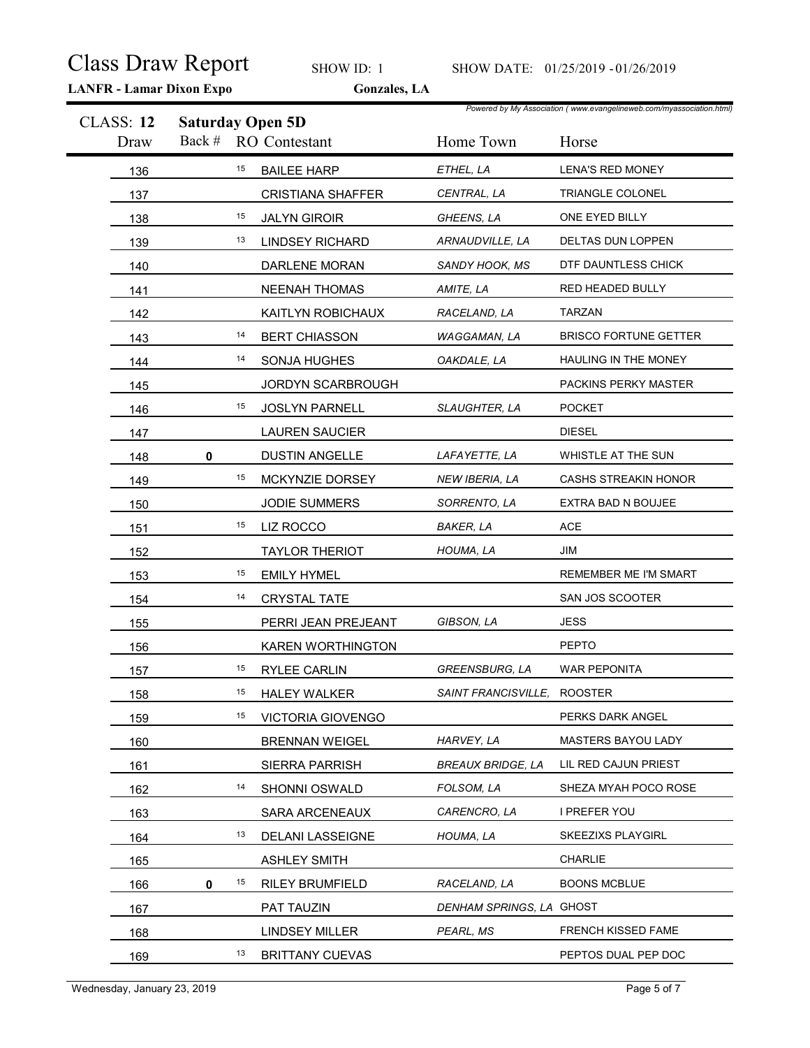# Class Draw Report

SHOW ID: 1 SHOW DATE: 01/25/2019 - 01/26/2019

**LANFR - Lamar Dixon Expo** **Gonzales, LA**

*Powered by My Association ( www.evangelineweb.com/myassociation.html)*

## CLASS: 12 Saturday Open 5D

| Draw | Back # | RO | Contestant | Home Town | Horse |
|---|---|---|---|---|---|
| 136 | | 15 | BAILEE HARP | ETHEL, LA | LENA'S RED MONEY |
| 137 | | | CRISTIANA SHAFFER | CENTRAL, LA | TRIANGLE COLONEL |
| 138 | | 15 | JALYN GIROIR | GHEENS, LA | ONE EYED BILLY |
| 139 | | 13 | LINDSEY RICHARD | ARNAUDVILLE, LA | DELTAS DUN LOPPEN |
| 140 | | | DARLENE MORAN | SANDY HOOK, MS | DTF DAUNTLESS CHICK |
| 141 | | | NEENAH THOMAS | AMITE, LA | RED HEADED BULLY |
| 142 | | | KAITLYN ROBICHAUX | RACELAND, LA | TARZAN |
| 143 | | 14 | BERT CHIASSON | WAGGAMAN, LA | BRISCO FORTUNE GETTER |
| 144 | | 14 | SONJA HUGHES | OAKDALE, LA | HAULING IN THE MONEY |
| 145 | | | JORDYN SCARBROUGH | | PACKINS PERKY MASTER |
| 146 | | 15 | JOSLYN PARNELL | SLAUGHTER, LA | POCKET |
| 147 | | | LAUREN SAUCIER | | DIESEL |
| 148 | 0 | | DUSTIN ANGELLE | LAFAYETTE, LA | WHISTLE AT THE SUN |
| 149 | | 15 | MCKYNZIE DORSEY | NEW IBERIA, LA | CASHS STREAKIN HONOR |
| 150 | | | JODIE SUMMERS | SORRENTO, LA | EXTRA BAD N BOUJEE |
| 151 | | 15 | LIZ ROCCO | BAKER, LA | ACE |
| 152 | | | TAYLOR THERIOT | HOUMA, LA | JIM |
| 153 | | 15 | EMILY HYMEL | | REMEMBER ME I'M SMART |
| 154 | | 14 | CRYSTAL TATE | | SAN JOS SCOOTER |
| 155 | | | PERRI JEAN PREJEANT | GIBSON, LA | JESS |
| 156 | | | KAREN WORTHINGTON | | PEPTO |
| 157 | | 15 | RYLEE CARLIN | GREENSBURG, LA | WAR PEPONITA |
| 158 | | 15 | HALEY WALKER | SAINT FRANCISVILLE, | ROOSTER |
| 159 | | 15 | VICTORIA GIOVENGO | | PERKS DARK ANGEL |
| 160 | | | BRENNAN WEIGEL | HARVEY, LA | MASTERS BAYOU LADY |
| 161 | | | SIERRA PARRISH | BREAUX BRIDGE, LA | LIL RED CAJUN PRIEST |
| 162 | | 14 | SHONNI OSWALD | FOLSOM, LA | SHEZA MYAH POCO ROSE |
| 163 | | | SARA ARCENEAUX | CARENCRO, LA | I PREFER YOU |
| 164 | | 13 | DELANI LASSEIGNE | HOUMA, LA | SKEEZIXS PLAYGIRL |
| 165 | | | ASHLEY SMITH | | CHARLIE |
| 166 | 0 | 15 | RILEY BRUMFIELD | RACELAND, LA | BOONS MCBLUE |
| 167 | | | PAT TAUZIN | DENHAM SPRINGS, LA | GHOST |
| 168 | | | LINDSEY MILLER | PEARL, MS | FRENCH KISSED FAME |
| 169 | | 13 | BRITTANY CUEVAS | | PEPTOS DUAL PEP DOC |

Wednesday, January 23, 2019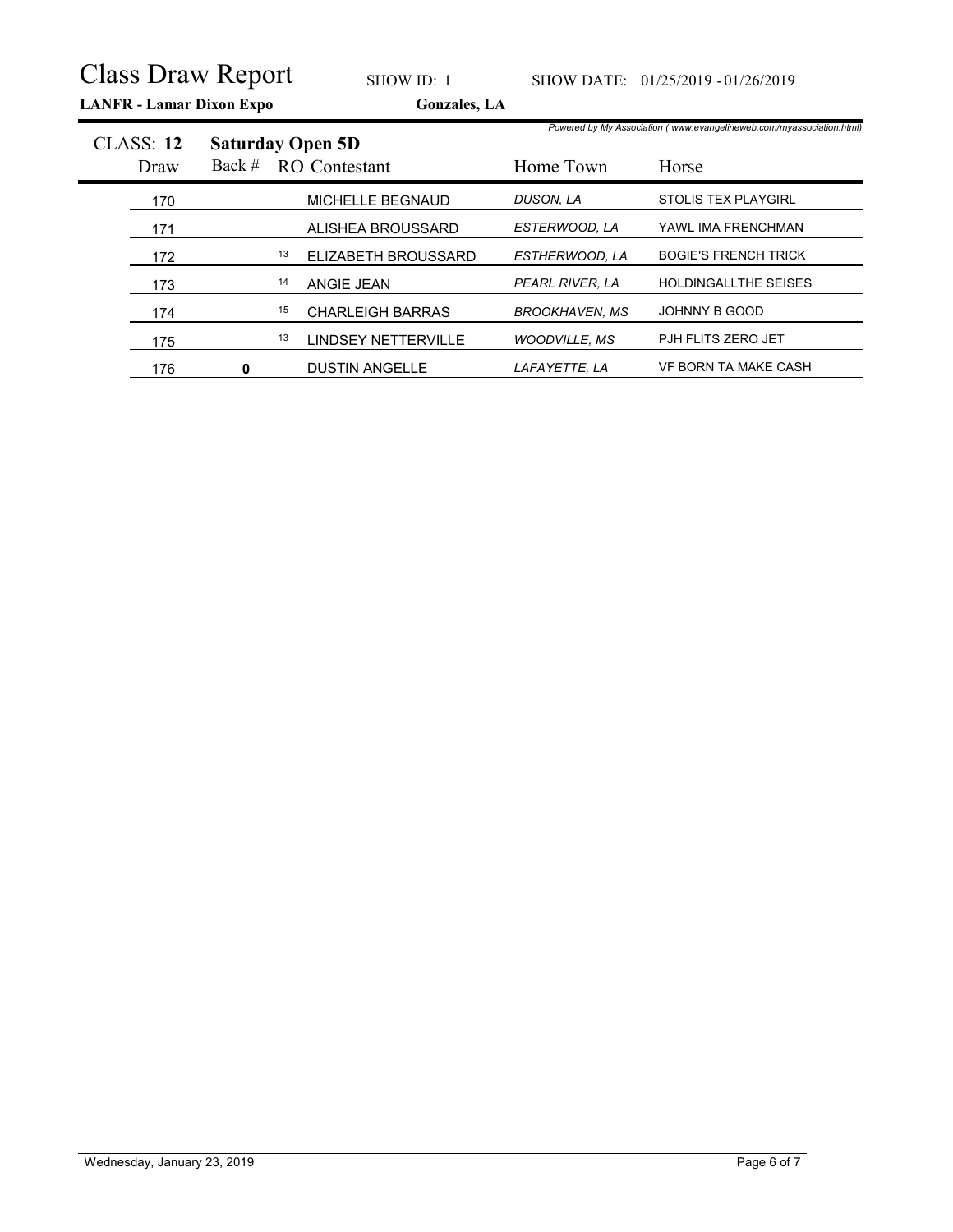# Class Draw Report

SHOW ID: 1 SHOW DATE: 01/25/2019 - 01/26/2019

**LANFR - Lamar Dixon Expo** **Gonzales, LA**

*Powered by My Association ( www.evangelineweb.com/myassociation.html)*

## CLASS: 12 Saturday Open 5D

| Draw | Back # | RO | Contestant | Home Town | Horse |
|---|---|---|---|---|---|
| 170 | | | MICHELLE BEGNAUD | *DUSON, LA* | STOLIS TEX PLAYGIRL |
| 171 | | | ALISHEA BROUSSARD | *ESTERWOOD, LA* | YAWL IMA FRENCHMAN |
| 172 | | 13 | ELIZABETH BROUSSARD | *ESTHERWOOD, LA* | BOGIE'S FRENCH TRICK |
| 173 | | 14 | ANGIE JEAN | *PEARL RIVER, LA* | HOLDINGALLTHE SEISES |
| 174 | | 15 | CHARLEIGH BARRAS | *BROOKHAVEN, MS* | JOHNNY B GOOD |
| 175 | | 13 | LINDSEY NETTERVILLE | *WOODVILLE, MS* | PJH FLITS ZERO JET |
| 176 | **0** | | DUSTIN ANGELLE | *LAFAYETTE, LA* | VF BORN TA MAKE CASH |

Wednesday, January 23, 2019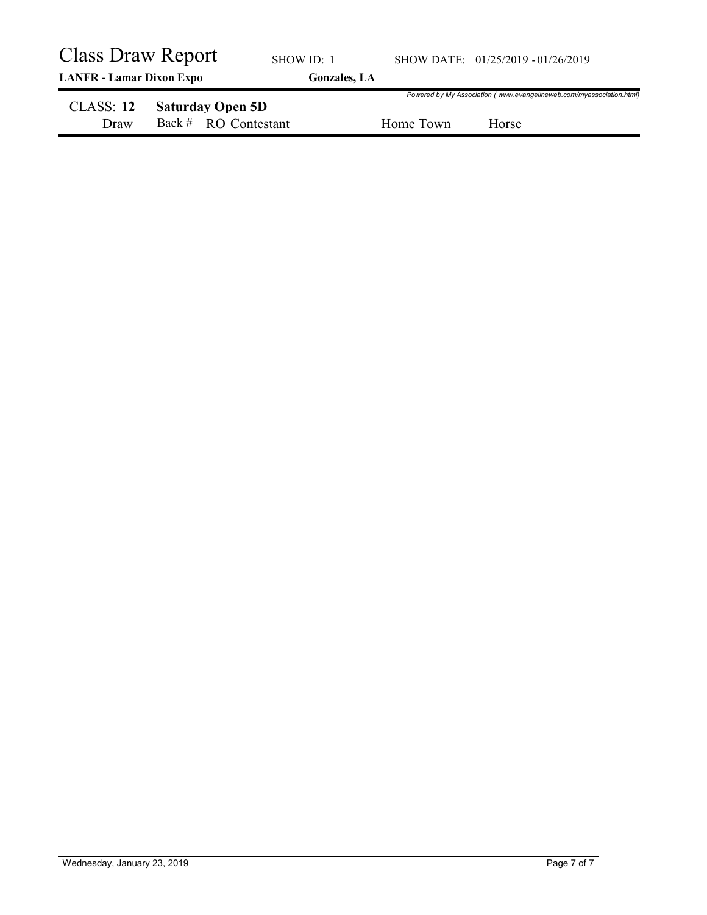# Class Draw Report

SHOW ID: 1 SHOW DATE: 01/25/2019 - 01/26/2019

**LANFR - Lamar Dixon Expo** **Gonzales, LA**

*Powered by My Association ( www.evangelineweb.com/myassociation.html)*

CLASS: **12** **Saturday Open 5D**

| Draw | Back # | RO | Contestant | Home Town | Horse |
|---|---|---|---|---|---|